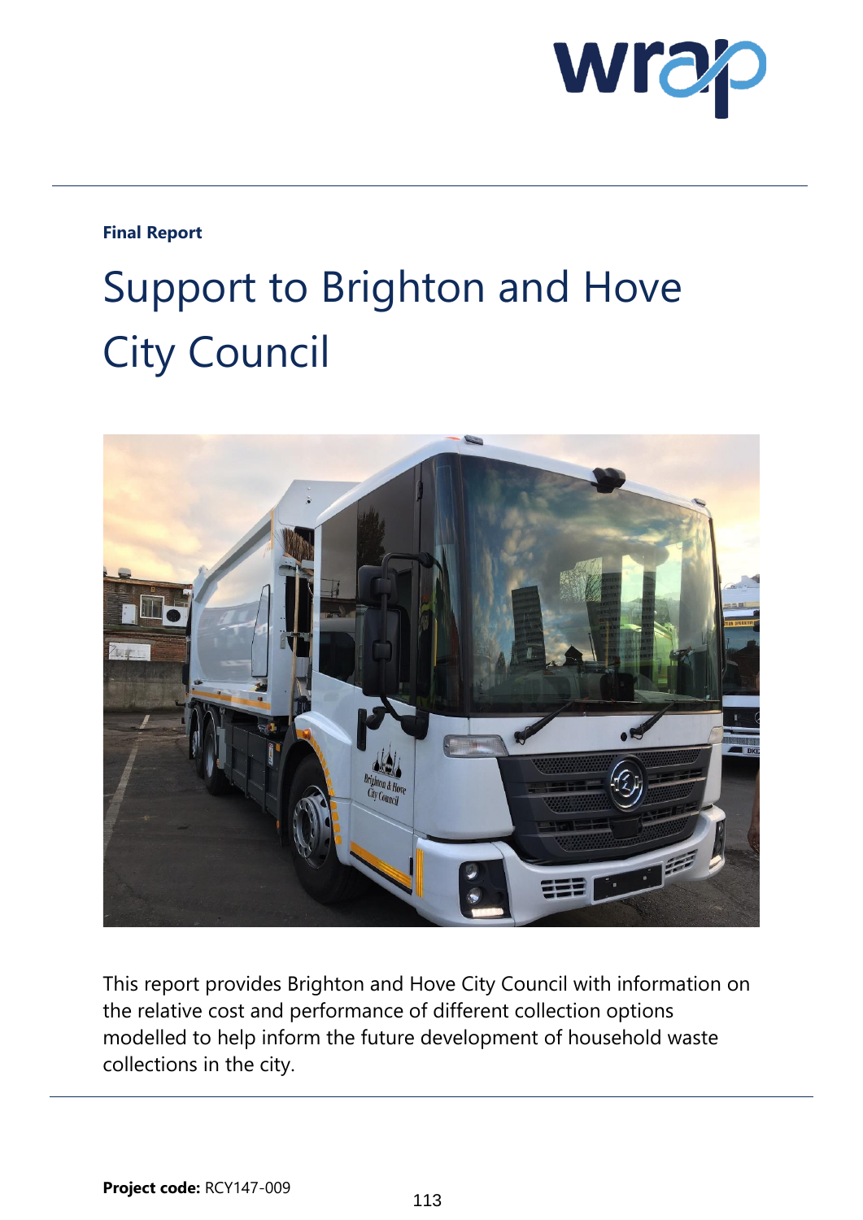**Final Report**

# Support to Brighton and Hove City Council

This report provides Brighton and Hove City Council with information on the relative cost and performance of different collection options modelled to help inform the future development of household waste collections in the city.

**Project code:** RCY147-009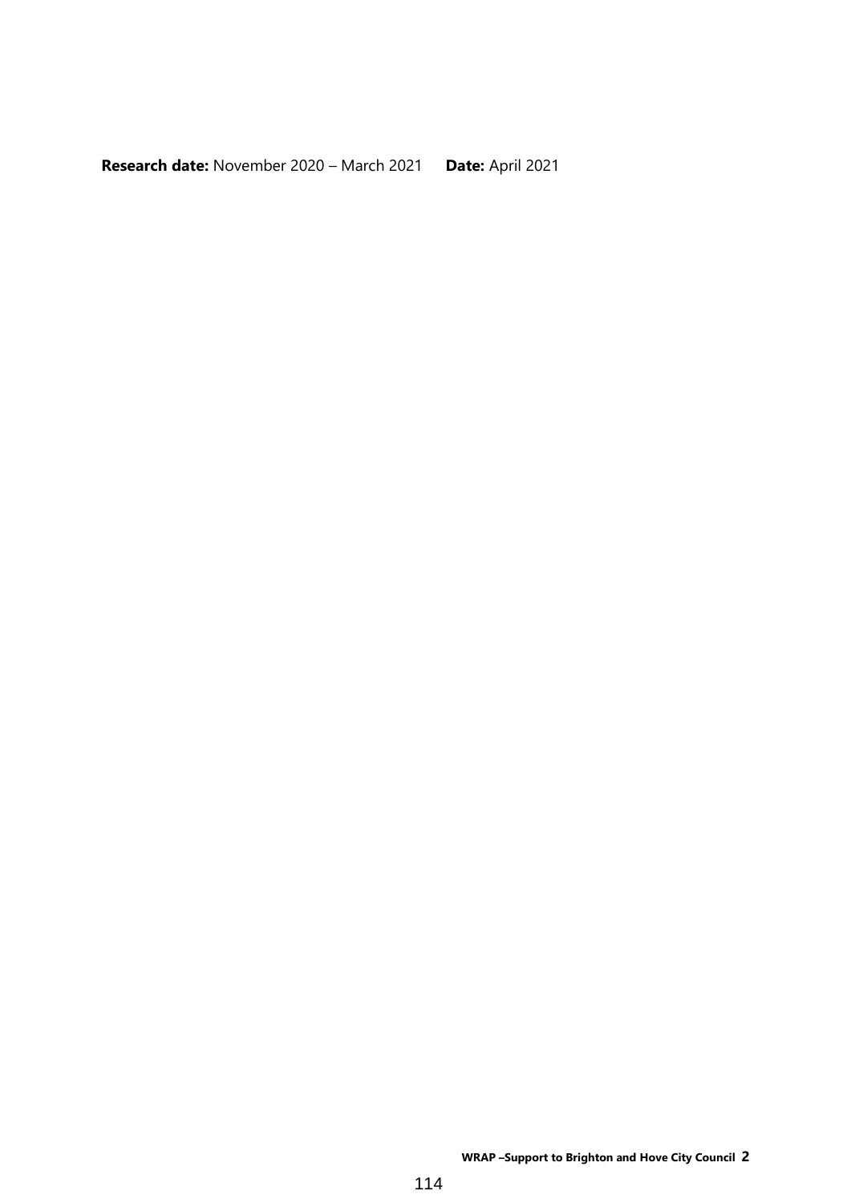**Research date:** November 2020 – March 2021  **Date:** April 2021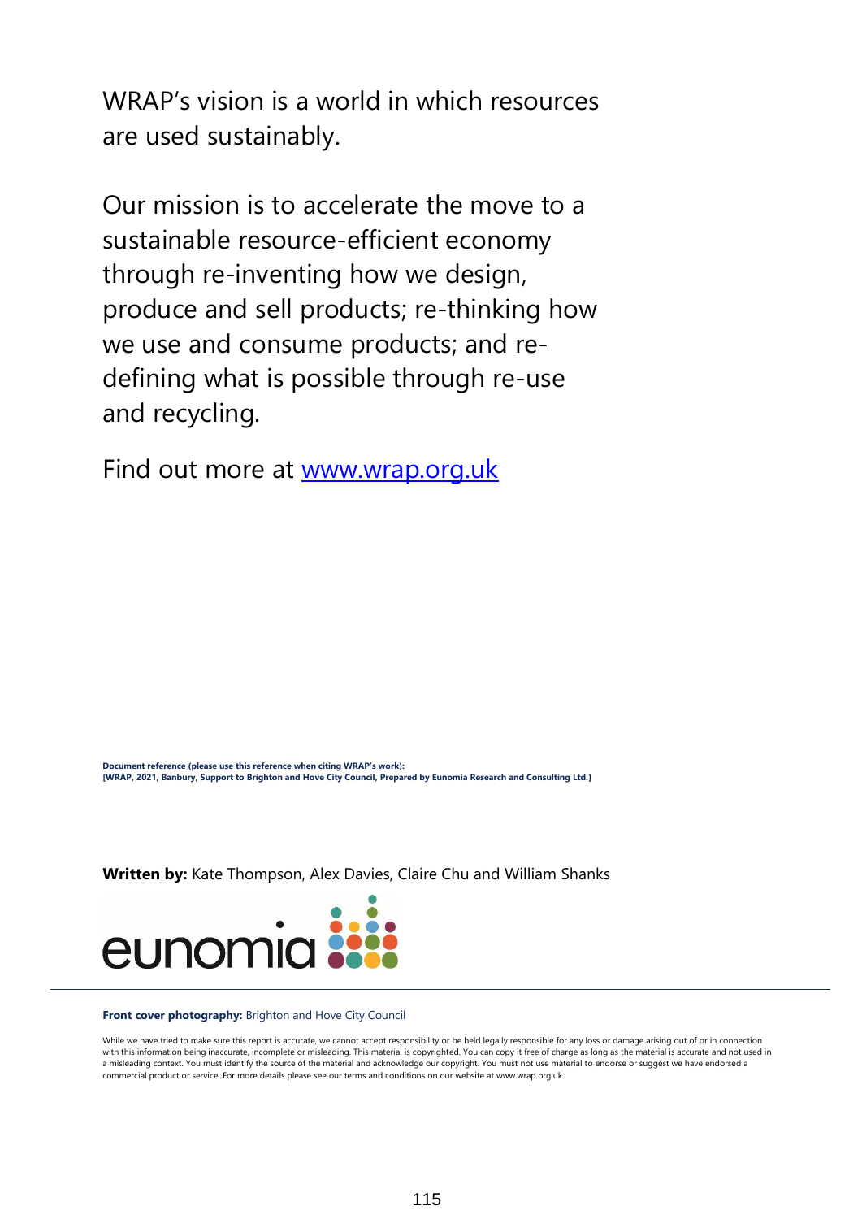WRAP's vision is a world in which resources are used sustainably.

Our mission is to accelerate the move to a sustainable resource-efficient economy through re-inventing how we design, produce and sell products; re-thinking how we use and consume products; and re-defining what is possible through re-use and recycling.

Find out more at [www.wrap.org.uk](www.wrap.org.uk)

**Document reference (please use this reference when citing WRAP's work):**
**[WRAP, 2021, Banbury, Support to Brighton and Hove City Council, Prepared by Eunomia Research and Consulting Ltd.]**

**Written by:** Kate Thompson, Alex Davies, Claire Chu and William Shanks

eunomia

**Front cover photography:** Brighton and Hove City Council

While we have tried to make sure this report is accurate, we cannot accept responsibility or be held legally responsible for any loss or damage arising out of or in connection with this information being inaccurate, incomplete or misleading. This material is copyrighted. You can copy it free of charge as long as the material is accurate and not used in a misleading context. You must identify the source of the material and acknowledge our copyright. You must not use material to endorse or suggest we have endorsed a commercial product or service. For more details please see our terms and conditions on our website at www.wrap.org.uk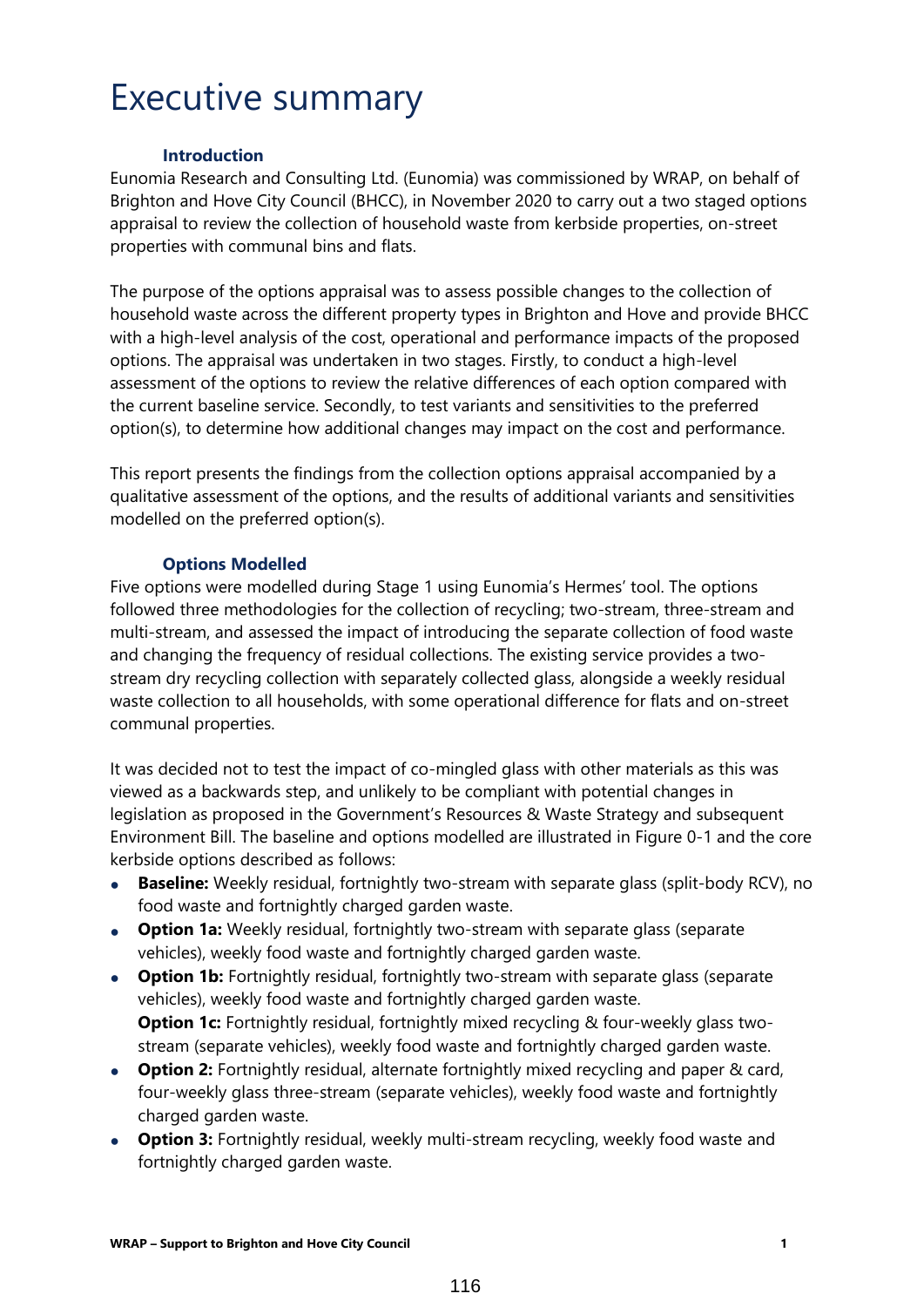# Executive summary

### Introduction

Eunomia Research and Consulting Ltd. (Eunomia) was commissioned by WRAP, on behalf of Brighton and Hove City Council (BHCC), in November 2020 to carry out a two staged options appraisal to review the collection of household waste from kerbside properties, on-street properties with communal bins and flats.

The purpose of the options appraisal was to assess possible changes to the collection of household waste across the different property types in Brighton and Hove and provide BHCC with a high-level analysis of the cost, operational and performance impacts of the proposed options. The appraisal was undertaken in two stages. Firstly, to conduct a high-level assessment of the options to review the relative differences of each option compared with the current baseline service. Secondly, to test variants and sensitivities to the preferred option(s), to determine how additional changes may impact on the cost and performance.

This report presents the findings from the collection options appraisal accompanied by a qualitative assessment of the options, and the results of additional variants and sensitivities modelled on the preferred option(s).

### Options Modelled

Five options were modelled during Stage 1 using Eunomia's Hermes' tool. The options followed three methodologies for the collection of recycling; two-stream, three-stream and multi-stream, and assessed the impact of introducing the separate collection of food waste and changing the frequency of residual collections. The existing service provides a two-stream dry recycling collection with separately collected glass, alongside a weekly residual waste collection to all households, with some operational difference for flats and on-street communal properties.

It was decided not to test the impact of co-mingled glass with other materials as this was viewed as a backwards step, and unlikely to be compliant with potential changes in legislation as proposed in the Government's Resources & Waste Strategy and subsequent Environment Bill. The baseline and options modelled are illustrated in Figure 0-1 and the core kerbside options described as follows:

- **Baseline:** Weekly residual, fortnightly two-stream with separate glass (split-body RCV), no food waste and fortnightly charged garden waste.
- **Option 1a:** Weekly residual, fortnightly two-stream with separate glass (separate vehicles), weekly food waste and fortnightly charged garden waste.
- **Option 1b:** Fortnightly residual, fortnightly two-stream with separate glass (separate vehicles), weekly food waste and fortnightly charged garden waste.
  **Option 1c:** Fortnightly residual, fortnightly mixed recycling & four-weekly glass two-stream (separate vehicles), weekly food waste and fortnightly charged garden waste.
- **Option 2:** Fortnightly residual, alternate fortnightly mixed recycling and paper & card, four-weekly glass three-stream (separate vehicles), weekly food waste and fortnightly charged garden waste.
- **Option 3:** Fortnightly residual, weekly multi-stream recycling, weekly food waste and fortnightly charged garden waste.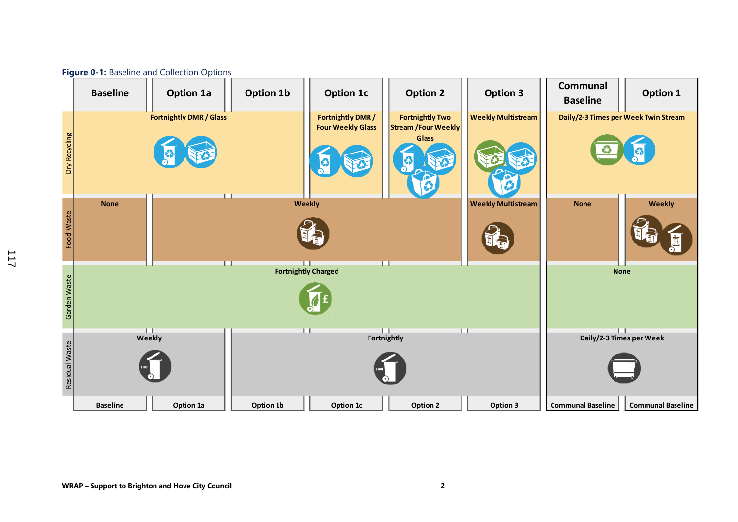**Figure 0-1:** Baseline and Collection Options

| | Baseline | Option 1a | Option 1b | Option 1c | Option 2 | Option 3 | Communal Baseline | Option 1 |
|---|---|---|---|---|---|---|---|---|
| Dry Recycling | Fortnightly DMR / Glass | Fortnightly DMR / Glass | Fortnightly DMR / Glass | Fortnightly DMR / Four Weekly Glass | Fortnightly Two Stream /Four Weekly Glass | Weekly Multistream | Daily/2-3 Times per Week Twin Stream | Daily/2-3 Times per Week Twin Stream |
| Food Waste | None | Weekly | Weekly | Weekly | Weekly | Weekly Multistream | None | Weekly |
| Garden Waste | Fortnightly Charged | Fortnightly Charged | Fortnightly Charged | Fortnightly Charged | Fortnightly Charged | Fortnightly Charged | None | None |
| Residual Waste | Weekly | Weekly | Fortnightly | Fortnightly | Fortnightly | Fortnightly | Daily/2-3 Times per Week | Daily/2-3 Times per Week |
| | Baseline | Option 1a | Option 1b | Option 1c | Option 2 | Option 3 | Communal Baseline | Communal Baseline |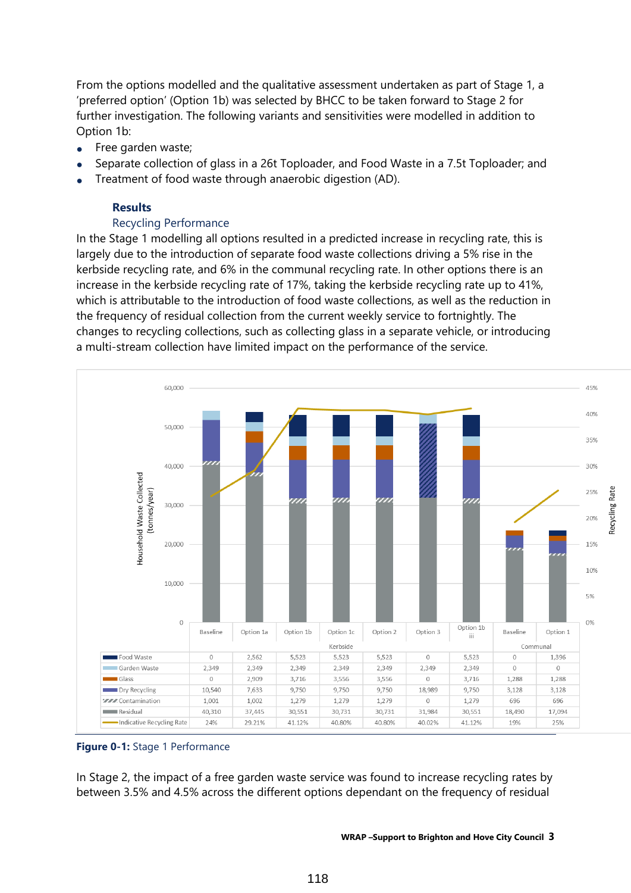From the options modelled and the qualitative assessment undertaken as part of Stage 1, a 'preferred option' (Option 1b) was selected by BHCC to be taken forward to Stage 2 for further investigation. The following variants and sensitivities were modelled in addition to Option 1b:

- Free garden waste;
- Separate collection of glass in a 26t Toploader, and Food Waste in a 7.5t Toploader; and
- Treatment of food waste through anaerobic digestion (AD).

## Results

### Recycling Performance

In the Stage 1 modelling all options resulted in a predicted increase in recycling rate, this is largely due to the introduction of separate food waste collections driving a 5% rise in the kerbside recycling rate, and 6% in the communal recycling rate. In other options there is an increase in the kerbside recycling rate of 17%, taking the kerbside recycling rate up to 41%, which is attributable to the introduction of food waste collections, as well as the reduction in the frequency of residual collection from the current weekly service to fortnightly. The changes to recycling collections, such as collecting glass in a separate vehicle, or introducing a multi-stream collection have limited impact on the performance of the service.

| | Kerbside | | | | | | | Communal | |
|---|---|---|---|---|---|---|---|---|---|
| | Baseline | Option 1a | Option 1b | Option 1c | Option 2 | Option 3 | Option 1b iii | Baseline | Option 1 |
| Food Waste | 0 | 2,562 | 5,523 | 5,523 | 5,523 | 0 | 5,523 | 0 | 1,396 |
| Garden Waste | 2,349 | 2,349 | 2,349 | 2,349 | 2,349 | 2,349 | 2,349 | 0 | 0 |
| Glass | 0 | 2,909 | 3,716 | 3,556 | 3,556 | 0 | 3,716 | 1,288 | 1,288 |
| Dry Recycling | 10,540 | 7,633 | 9,750 | 9,750 | 9,750 | 18,989 | 9,750 | 3,128 | 3,128 |
| Contamination | 1,001 | 1,002 | 1,279 | 1,279 | 1,279 | 0 | 1,279 | 696 | 696 |
| Residual | 40,310 | 37,445 | 30,551 | 30,731 | 30,731 | 31,984 | 30,551 | 18,490 | 17,094 |
| Indicative Recycling Rate | 24% | 29.21% | 41.12% | 40.80% | 40.80% | 40.02% | 41.12% | 19% | 25% |

**Figure 0-1:** Stage 1 Performance

In Stage 2, the impact of a free garden waste service was found to increase recycling rates by between 3.5% and 4.5% across the different options dependant on the frequency of residual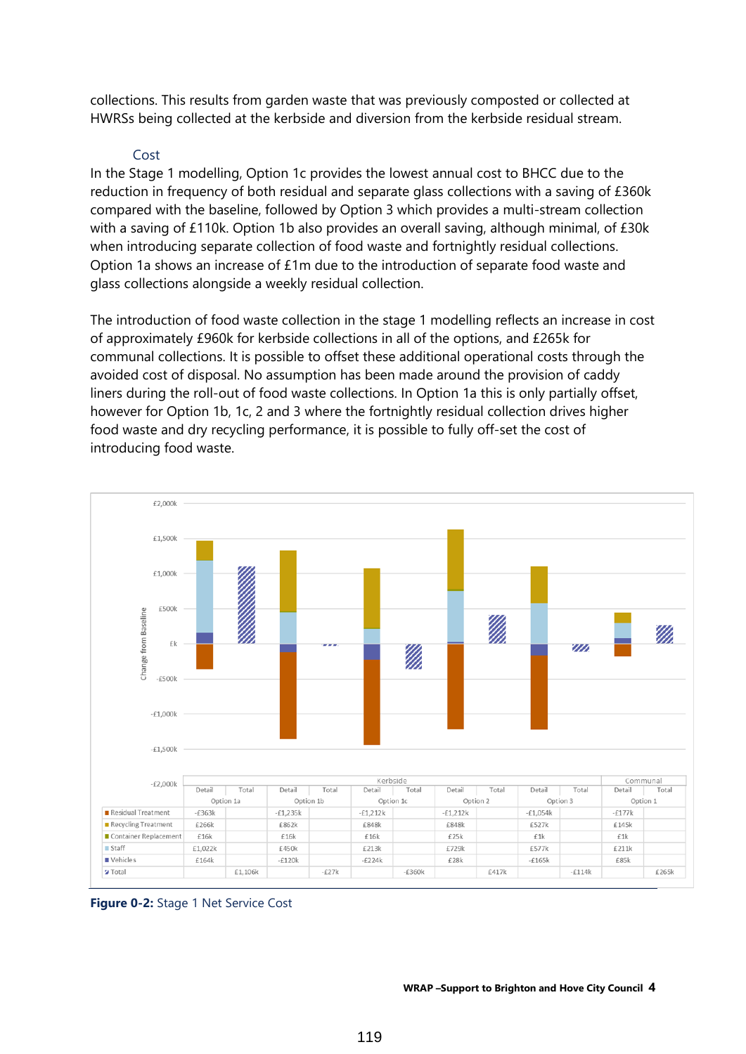collections. This results from garden waste that was previously composted or collected at HWRSs being collected at the kerbside and diversion from the kerbside residual stream.

### Cost

In the Stage 1 modelling, Option 1c provides the lowest annual cost to BHCC due to the reduction in frequency of both residual and separate glass collections with a saving of £360k compared with the baseline, followed by Option 3 which provides a multi-stream collection with a saving of £110k. Option 1b also provides an overall saving, although minimal, of £30k when introducing separate collection of food waste and fortnightly residual collections. Option 1a shows an increase of £1m due to the introduction of separate food waste and glass collections alongside a weekly residual collection.

The introduction of food waste collection in the stage 1 modelling reflects an increase in cost of approximately £960k for kerbside collections in all of the options, and £265k for communal collections. It is possible to offset these additional operational costs through the avoided cost of disposal. No assumption has been made around the provision of caddy liners during the roll-out of food waste collections. In Option 1a this is only partially offset, however for Option 1b, 1c, 2 and 3 where the fortnightly residual collection drives higher food waste and dry recycling performance, it is possible to fully off-set the cost of introducing food waste.

| | Kerbside | | | | | | | | | | Communal | |
|---|---|---|---|---|---|---|---|---|---|---|---|---|
| | Option 1a | | Option 1b | | Option 1c | | Option 2 | | Option 3 | | Option 1 | |
| | Detail | Total | Detail | Total | Detail | Total | Detail | Total | Detail | Total | Detail | Total |
| Residual Treatment | -£363k | | -£1,235k | | -£1,212k | | -£1,212k | | -£1,054k | | -£177k | |
| Recycling Treatment | £266k | | £862k | | £848k | | £848k | | £527k | | £145k | |
| Container Replacement | £16k | | £16k | | £16k | | £25k | | £1k | | £1k | |
| Staff | £1,022k | | £450k | | £213k | | £729k | | £577k | | £211k | |
| Vehicles | £164k | | -£120k | | -£224k | | £28k | | -£165k | | £85k | |
| Total | | £1,106k | | -£27k | | -£360k | | £417k | | -£114k | | £265k |

**Figure 0-2:** Stage 1 Net Service Cost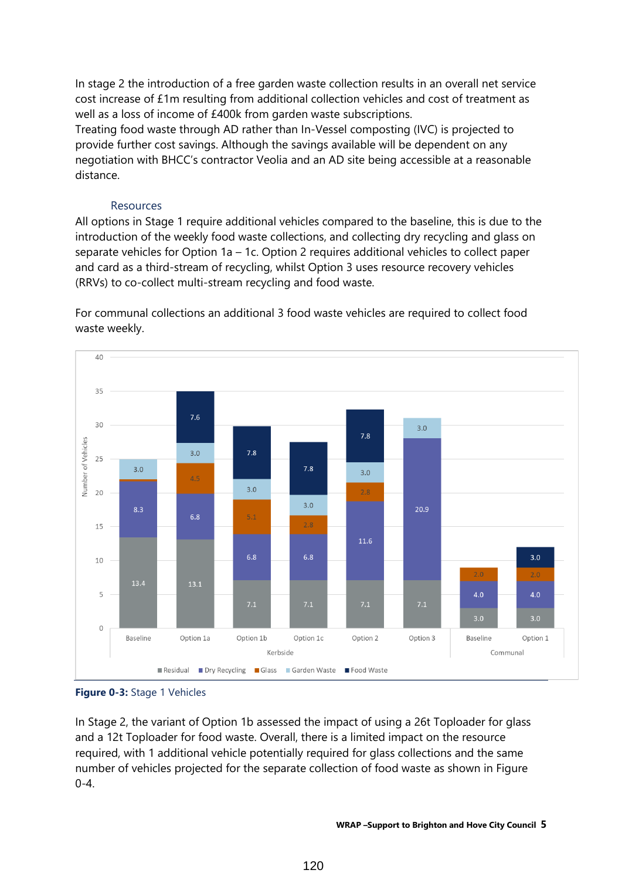In stage 2 the introduction of a free garden waste collection results in an overall net service cost increase of £1m resulting from additional collection vehicles and cost of treatment as well as a loss of income of £400k from garden waste subscriptions.
Treating food waste through AD rather than In-Vessel composting (IVC) is projected to provide further cost savings. Although the savings available will be dependent on any negotiation with BHCC's contractor Veolia and an AD site being accessible at a reasonable distance.

### Resources

All options in Stage 1 require additional vehicles compared to the baseline, this is due to the introduction of the weekly food waste collections, and collecting dry recycling and glass on separate vehicles for Option 1a – 1c. Option 2 requires additional vehicles to collect paper and card as a third-stream of recycling, whilst Option 3 uses resource recovery vehicles (RRVs) to co-collect multi-stream recycling and food waste.

For communal collections an additional 3 food waste vehicles are required to collect food waste weekly.

| | Option | Residual | Dry Recycling | Glass | Garden Waste | Food Waste |
|---|---|---|---|---|---|---|
| Kerbside | Baseline | 13.4 | 8.3 | | 3.0 | |
| | Option 1a | 13.1 | 6.8 | 4.5 | 3.0 | 7.6 |
| | Option 1b | 7.1 | 6.8 | 5.1 | 3.0 | 7.8 |
| | Option 1c | 7.1 | 6.8 | 2.8 | 3.0 | 7.8 |
| | Option 2 | 7.1 | 11.6 | 2.8 | 3.0 | 7.8 |
| | Option 3 | 7.1 | 20.9 | | 3.0 | |
| Communal | Baseline | 3.0 | 4.0 | 2.0 | | |
| | Option 1 | 3.0 | 4.0 | 2.0 | | 3.0 |

**Figure 0-3:** Stage 1 Vehicles

In Stage 2, the variant of Option 1b assessed the impact of using a 26t Toploader for glass and a 12t Toploader for food waste. Overall, there is a limited impact on the resource required, with 1 additional vehicle potentially required for glass collections and the same number of vehicles projected for the separate collection of food waste as shown in Figure 0-4.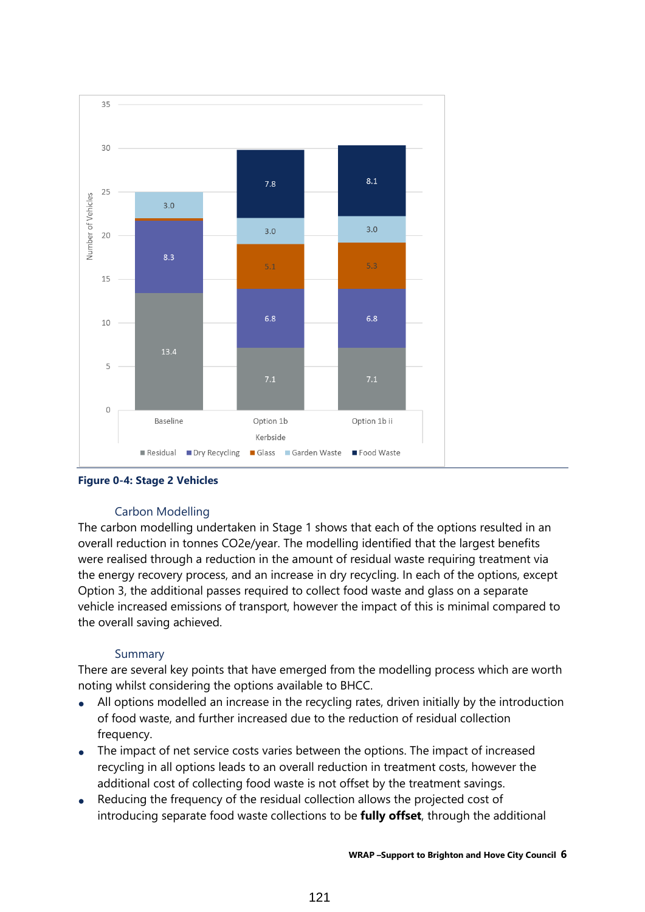| Kerbside | Residual | Dry Recycling | Glass | Garden Waste | Food Waste |
|---|---|---|---|---|---|
| Baseline | 13.4 | 8.3 | | 3.0 | |
| Option 1b | 7.1 | 6.8 | 5.1 | 3.0 | 7.8 |
| Option 1b ii | 7.1 | 6.8 | 5.3 | 3.0 | 8.1 |

**Figure 0-4: Stage 2 Vehicles**

## Carbon Modelling

The carbon modelling undertaken in Stage 1 shows that each of the options resulted in an overall reduction in tonnes $CO_2e$/year. The modelling identified that the largest benefits were realised through a reduction in the amount of residual waste requiring treatment via the energy recovery process, and an increase in dry recycling. In each of the options, except Option 3, the additional passes required to collect food waste and glass on a separate vehicle increased emissions of transport, however the impact of this is minimal compared to the overall saving achieved.

## Summary

There are several key points that have emerged from the modelling process which are worth noting whilst considering the options available to BHCC.

- All options modelled an increase in the recycling rates, driven initially by the introduction of food waste, and further increased due to the reduction of residual collection frequency.
- The impact of net service costs varies between the options. The impact of increased recycling in all options leads to an overall reduction in treatment costs, however the additional cost of collecting food waste is not offset by the treatment savings.
- Reducing the frequency of the residual collection allows the projected cost of introducing separate food waste collections to be **fully offset**, through the additional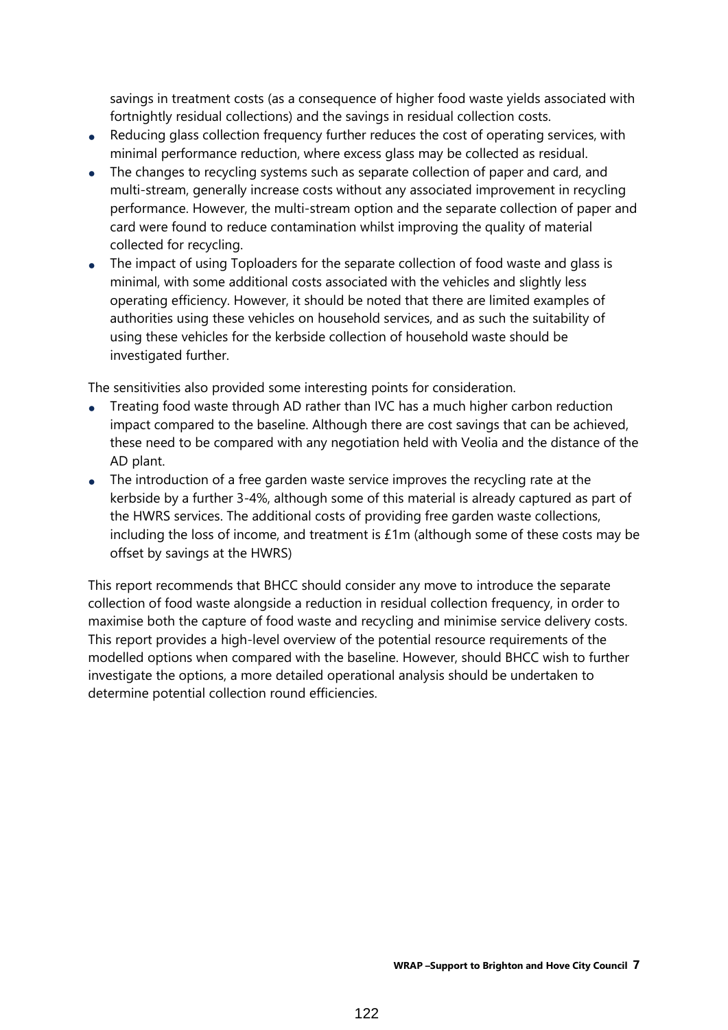savings in treatment costs (as a consequence of higher food waste yields associated with fortnightly residual collections) and the savings in residual collection costs.

- Reducing glass collection frequency further reduces the cost of operating services, with minimal performance reduction, where excess glass may be collected as residual.
- The changes to recycling systems such as separate collection of paper and card, and multi-stream, generally increase costs without any associated improvement in recycling performance. However, the multi-stream option and the separate collection of paper and card were found to reduce contamination whilst improving the quality of material collected for recycling.
- The impact of using Toploaders for the separate collection of food waste and glass is minimal, with some additional costs associated with the vehicles and slightly less operating efficiency. However, it should be noted that there are limited examples of authorities using these vehicles on household services, and as such the suitability of using these vehicles for the kerbside collection of household waste should be investigated further.

The sensitivities also provided some interesting points for consideration.

- Treating food waste through AD rather than IVC has a much higher carbon reduction impact compared to the baseline. Although there are cost savings that can be achieved, these need to be compared with any negotiation held with Veolia and the distance of the AD plant.
- The introduction of a free garden waste service improves the recycling rate at the kerbside by a further 3-4%, although some of this material is already captured as part of the HWRS services. The additional costs of providing free garden waste collections, including the loss of income, and treatment is £1m (although some of these costs may be offset by savings at the HWRS)

This report recommends that BHCC should consider any move to introduce the separate collection of food waste alongside a reduction in residual collection frequency, in order to maximise both the capture of food waste and recycling and minimise service delivery costs. This report provides a high-level overview of the potential resource requirements of the modelled options when compared with the baseline. However, should BHCC wish to further investigate the options, a more detailed operational analysis should be undertaken to determine potential collection round efficiencies.